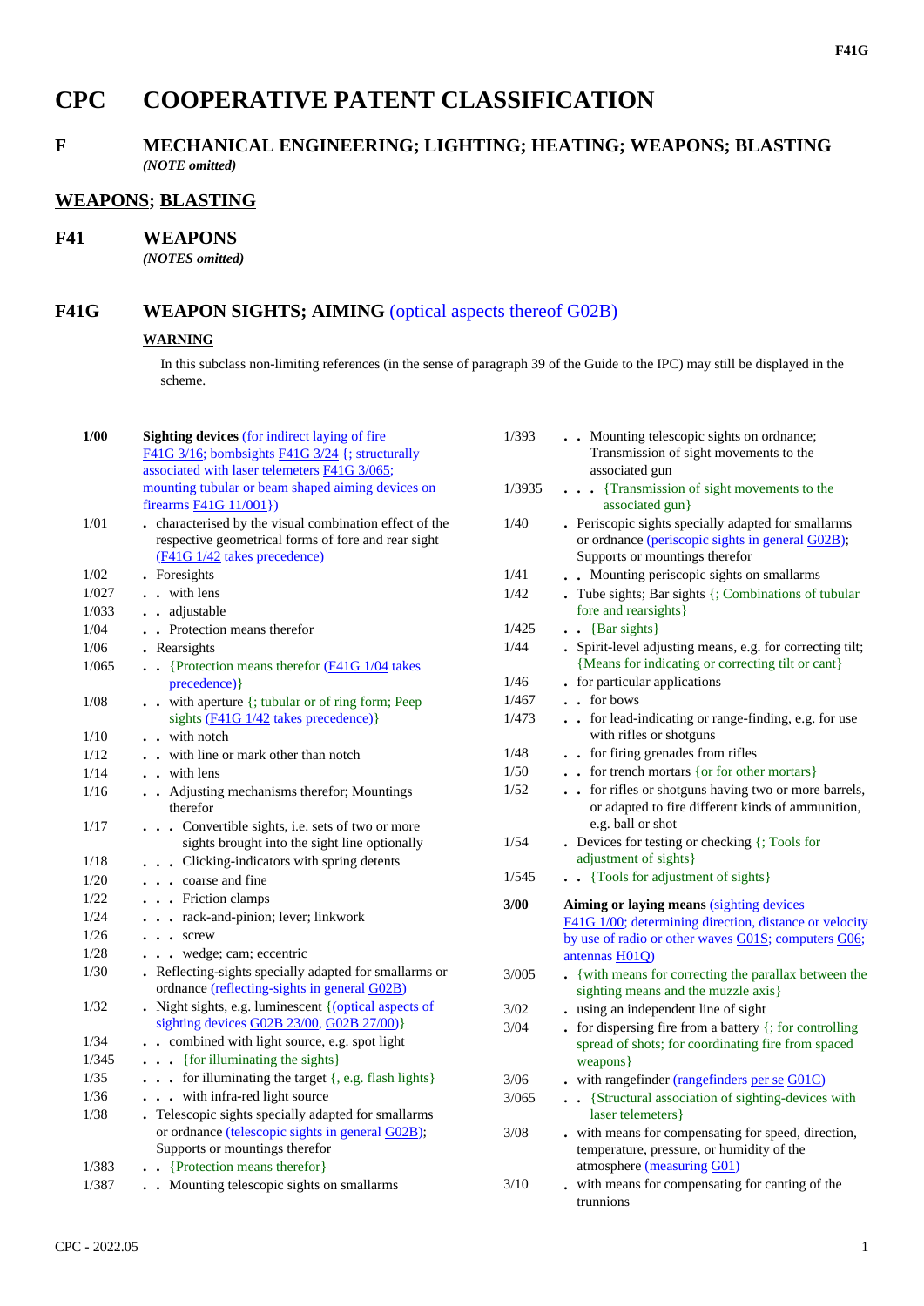# CPC COOPERATIVE PATENT CLASSIFICATION

## F MECHANICAL ENGINEERING; LIGHTING; HEATING; WEAPONS; BLASTING

*(NOTE omitted)*

## WEAPONS; BLASTING

## F41 WEAPONS

*(NOTES omitted)*

## F41G WEAPON SIGHTS; AIMING (optical aspects thereof G02B)

**WARNING**

In this subclass non-limiting references (in the sense of paragraph 39 of the Guide to the IPC) may still be displayed in the scheme.

| | |
|---|---|
| **1/00** | **Sighting devices** (for indirect laying of fire F41G 3/16; bombsights F41G 3/24 {; structurally associated with laser telemeters F41G 3/065; mounting tubular or beam shaped aiming devices on firearms F41G 11/001}) |
| 1/01 | . characterised by the visual combination effect of the respective geometrical forms of fore and rear sight (F41G 1/42 takes precedence) |
| 1/02 | . Foresights |
| 1/027 | . . with lens |
| 1/033 | . . adjustable |
| 1/04 | . . Protection means therefor |
| 1/06 | . Rearsights |
| 1/065 | . . {Protection means therefor (F41G 1/04 takes precedence)} |
| 1/08 | . . with aperture {; tubular or of ring form; Peep sights (F41G 1/42 takes precedence)} |
| 1/10 | . . with notch |
| 1/12 | . . with line or mark other than notch |
| 1/14 | . . with lens |
| 1/16 | . . Adjusting mechanisms therefor; Mountings therefor |
| 1/17 | . . . Convertible sights, i.e. sets of two or more sights brought into the sight line optionally |
| 1/18 | . . . Clicking-indicators with spring detents |
| 1/20 | . . . coarse and fine |
| 1/22 | . . . Friction clamps |
| 1/24 | . . . rack-and-pinion; lever; linkwork |
| 1/26 | . . . screw |
| 1/28 | . . . wedge; cam; eccentric |
| 1/30 | . Reflecting-sights specially adapted for smallarms or ordnance (reflecting-sights in general G02B) |
| 1/32 | . Night sights, e.g. luminescent {(optical aspects of sighting devices G02B 23/00, G02B 27/00)} |
| 1/34 | . . combined with light source, e.g. spot light |
| 1/345 | . . . {for illuminating the sights} |
| 1/35 | . . . for illuminating the target {, e.g. flash lights} |
| 1/36 | . . . with infra-red light source |
| 1/38 | . Telescopic sights specially adapted for smallarms or ordnance (telescopic sights in general G02B); Supports or mountings therefor |
| 1/383 | . . {Protection means therefor} |
| 1/387 | . . Mounting telescopic sights on smallarms |
| 1/393 | . . Mounting telescopic sights on ordnance; Transmission of sight movements to the associated gun |
| 1/3935 | . . . {Transmission of sight movements to the associated gun} |
| 1/40 | . Periscopic sights specially adapted for smallarms or ordnance (periscopic sights in general G02B); Supports or mountings therefor |
| 1/41 | . . Mounting periscopic sights on smallarms |
| 1/42 | . Tube sights; Bar sights {; Combinations of tubular fore and rearsights} |
| 1/425 | . . {Bar sights} |
| 1/44 | . Spirit-level adjusting means, e.g. for correcting tilt; {Means for indicating or correcting tilt or cant} |
| 1/46 | . for particular applications |
| 1/467 | . . for bows |
| 1/473 | . . for lead-indicating or range-finding, e.g. for use with rifles or shotguns |
| 1/48 | . . for firing grenades from rifles |
| 1/50 | . . for trench mortars {or for other mortars} |
| 1/52 | . . for rifles or shotguns having two or more barrels, or adapted to fire different kinds of ammunition, e.g. ball or shot |
| 1/54 | . Devices for testing or checking {; Tools for adjustment of sights} |
| 1/545 | . . {Tools for adjustment of sights} |
| **3/00** | **Aiming or laying means** (sighting devices F41G 1/00; determining direction, distance or velocity by use of radio or other waves G01S; computers G06; antennas H01Q) |
| 3/005 | . {with means for correcting the parallax between the sighting means and the muzzle axis} |
| 3/02 | . using an independent line of sight |
| 3/04 | . for dispersing fire from a battery {; for controlling spread of shots; for coordinating fire from spaced weapons} |
| 3/06 | . with rangefinder (rangefinders per se G01C) |
| 3/065 | . . {Structural association of sighting-devices with laser telemeters} |
| 3/08 | . with means for compensating for speed, direction, temperature, pressure, or humidity of the atmosphere (measuring G01) |
| 3/10 | . with means for compensating for canting of the trunnions |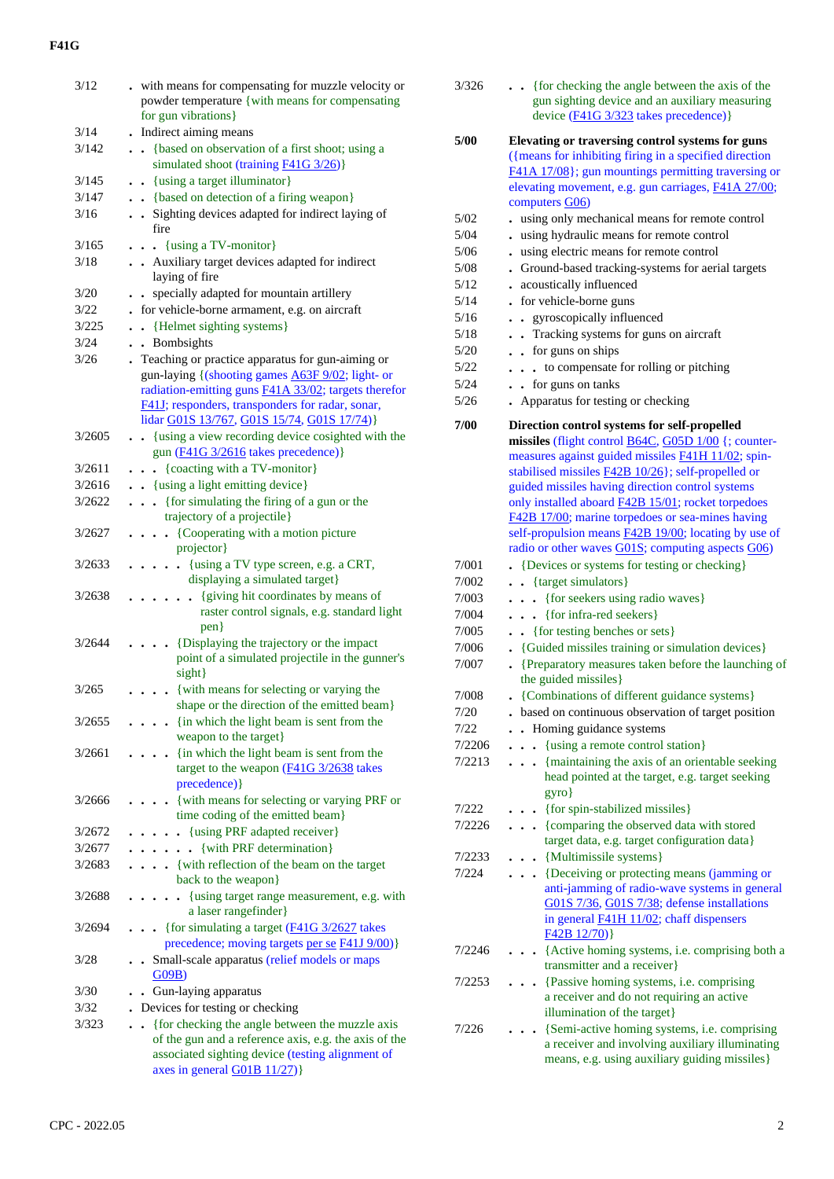| | |
|---|---|
| 3/12 | . with means for compensating for muzzle velocity or powder temperature {with means for compensating for gun vibrations} |
| 3/14 | . Indirect aiming means |
| 3/142 | . . {based on observation of a first shoot; using a simulated shoot (training F41G 3/26)} |
| 3/145 | . . {using a target illuminator} |
| 3/147 | . . {based on detection of a firing weapon} |
| 3/16 | . . Sighting devices adapted for indirect laying of fire |
| 3/165 | . . . {using a TV-monitor} |
| 3/18 | . . Auxiliary target devices adapted for indirect laying of fire |
| 3/20 | . . specially adapted for mountain artillery |
| 3/22 | . for vehicle-borne armament, e.g. on aircraft |
| 3/225 | . . {Helmet sighting systems} |
| 3/24 | . . Bombsights |
| 3/26 | . Teaching or practice apparatus for gun-aiming or gun-laying {(shooting games A63F 9/02; light- or radiation-emitting guns F41A 33/02; targets therefor F41J; responders, transponders for radar, sonar, lidar G01S 13/767, G01S 15/74, G01S 17/74)} |
| 3/2605 | . . {using a view recording device cosighted with the gun (F41G 3/2616 takes precedence)} |
| 3/2611 | . . . {coacting with a TV-monitor} |
| 3/2616 | . . {using a light emitting device} |
| 3/2622 | . . . {for simulating the firing of a gun or the trajectory of a projectile} |
| 3/2627 | . . . . {Cooperating with a motion picture projector} |
| 3/2633 | . . . . . {using a TV type screen, e.g. a CRT, displaying a simulated target} |
| 3/2638 | . . . . . . {giving hit coordinates by means of raster control signals, e.g. standard light pen} |
| 3/2644 | . . . . {Displaying the trajectory or the impact point of a simulated projectile in the gunner's sight} |
| 3/265 | . . . . {with means for selecting or varying the shape or the direction of the emitted beam} |
| 3/2655 | . . . . {in which the light beam is sent from the weapon to the target} |
| 3/2661 | . . . . {in which the light beam is sent from the target to the weapon (F41G 3/2638 takes precedence)} |
| 3/2666 | . . . . {with means for selecting or varying PRF or time coding of the emitted beam} |
| 3/2672 | . . . . . {using PRF adapted receiver} |
| 3/2677 | . . . . . . {with PRF determination} |
| 3/2683 | . . . . {with reflection of the beam on the target back to the weapon} |
| 3/2688 | . . . . . {using target range measurement, e.g. with a laser rangefinder} |
| 3/2694 | . . . {for simulating a target (F41G 3/2627 takes precedence; moving targets per se F41J 9/00)} |
| 3/28 | . . Small-scale apparatus (relief models or maps G09B) |
| 3/30 | . . Gun-laying apparatus |
| 3/32 | . Devices for testing or checking |
| 3/323 | . . {for checking the angle between the muzzle axis of the gun and a reference axis, e.g. the axis of the associated sighting device (testing alignment of axes in general G01B 11/27)} |
| 3/326 | . . {for checking the angle between the axis of the gun sighting device and an auxiliary measuring device (F41G 3/323 takes precedence)} |
| **5/00** | **Elevating or traversing control systems for guns** ({means for inhibiting firing in a specified direction F41A 17/08}; gun mountings permitting traversing or elevating movement, e.g. gun carriages, F41A 27/00; computers G06) |
| 5/02 | . using only mechanical means for remote control |
| 5/04 | . using hydraulic means for remote control |
| 5/06 | . using electric means for remote control |
| 5/08 | . Ground-based tracking-systems for aerial targets |
| 5/12 | . acoustically influenced |
| 5/14 | . for vehicle-borne guns |
| 5/16 | . . gyroscopically influenced |
| 5/18 | . . Tracking systems for guns on aircraft |
| 5/20 | . . for guns on ships |
| 5/22 | . . . to compensate for rolling or pitching |
| 5/24 | . . for guns on tanks |
| 5/26 | . Apparatus for testing or checking |
| **7/00** | **Direction control systems for self-propelled missiles** (flight control B64C, G05D 1/00 {; counter-measures against guided missiles F41H 11/02; spin-stabilised missiles F42B 10/26}; self-propelled or guided missiles having direction control systems only installed aboard F42B 15/01; rocket torpedoes F42B 17/00; marine torpedoes or sea-mines having self-propulsion means F42B 19/00; locating by use of radio or other waves G01S; computing aspects G06) |
| 7/001 | . {Devices or systems for testing or checking} |
| 7/002 | . . {target simulators} |
| 7/003 | . . . {for seekers using radio waves} |
| 7/004 | . . . {for infra-red seekers} |
| 7/005 | . . {for testing benches or sets} |
| 7/006 | . {Guided missiles training or simulation devices} |
| 7/007 | . {Preparatory measures taken before the launching of the guided missiles} |
| 7/008 | . {Combinations of different guidance systems} |
| 7/20 | . based on continuous observation of target position |
| 7/22 | . . Homing guidance systems |
| 7/2206 | . . . {using a remote control station} |
| 7/2213 | . . . {maintaining the axis of an orientable seeking head pointed at the target, e.g. target seeking gyro} |
| 7/222 | . . . {for spin-stabilized missiles} |
| 7/2226 | . . . {comparing the observed data with stored target data, e.g. target configuration data} |
| 7/2233 | . . . {Multimissile systems} |
| 7/224 | . . . {Deceiving or protecting means (jamming or anti-jamming of radio-wave systems in general G01S 7/36, G01S 7/38; defense installations in general F41H 11/02; chaff dispensers F42B 12/70)} |
| 7/2246 | . . . {Active homing systems, i.e. comprising both a transmitter and a receiver} |
| 7/2253 | . . . {Passive homing systems, i.e. comprising a receiver and do not requiring an active illumination of the target} |
| 7/226 | . . . {Semi-active homing systems, i.e. comprising a receiver and involving auxiliary illuminating means, e.g. using auxiliary guiding missiles} |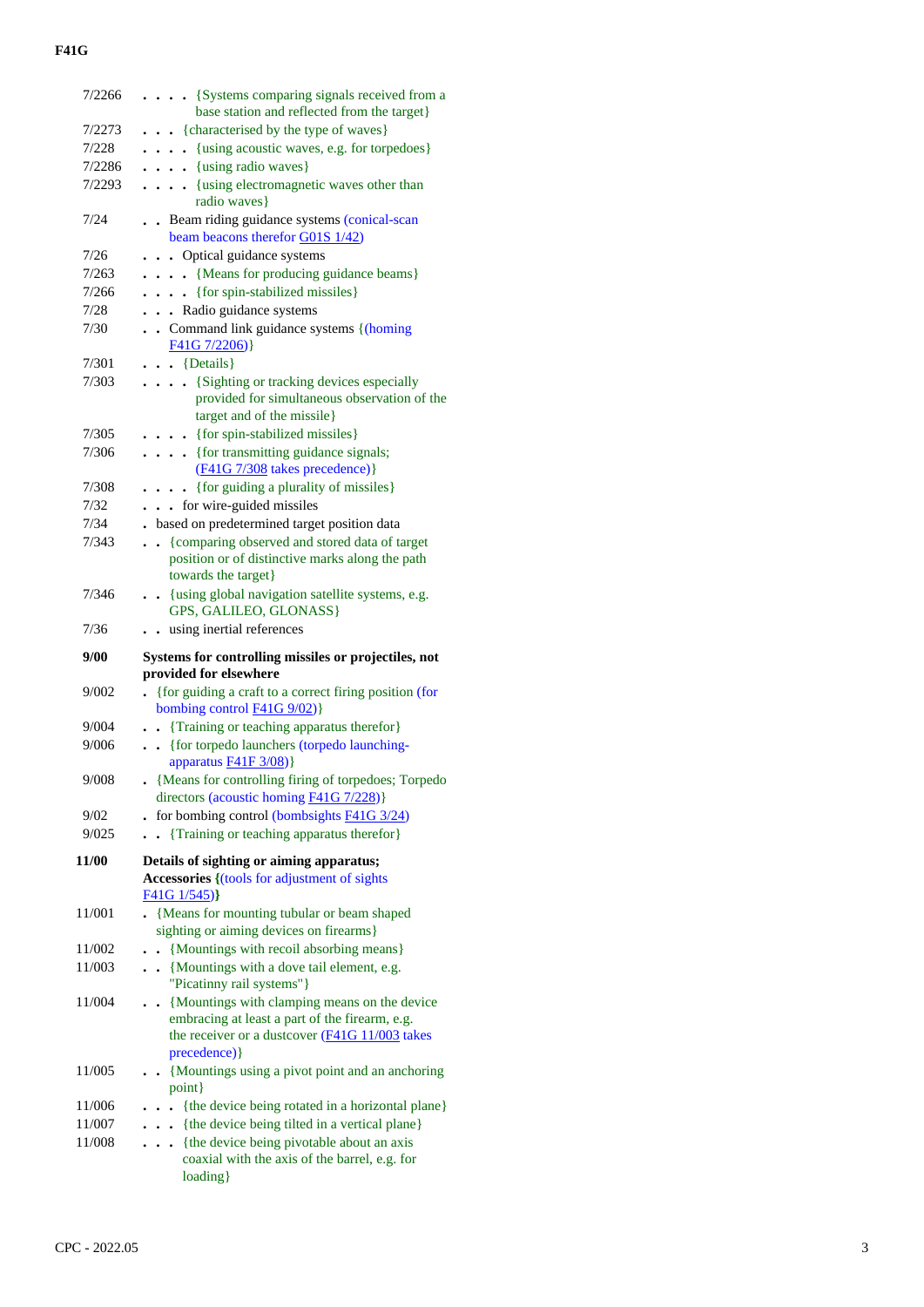| | |
|---|---|
| 7/2266 | . . . . {Systems comparing signals received from a base station and reflected from the target} |
| 7/2273 | . . . {characterised by the type of waves} |
| 7/228 | . . . . {using acoustic waves, e.g. for torpedoes} |
| 7/2286 | . . . . {using radio waves} |
| 7/2293 | . . . . {using electromagnetic waves other than radio waves} |
| 7/24 | . . Beam riding guidance systems (conical-scan beam beacons therefor G01S 1/42) |
| 7/26 | . . . Optical guidance systems |
| 7/263 | . . . . {Means for producing guidance beams} |
| 7/266 | . . . . {for spin-stabilized missiles} |
| 7/28 | . . . Radio guidance systems |
| 7/30 | . . Command link guidance systems {(homing F41G 7/2206)} |
| 7/301 | . . . {Details} |
| 7/303 | . . . . {Sighting or tracking devices especially provided for simultaneous observation of the target and of the missile} |
| 7/305 | . . . . {for spin-stabilized missiles} |
| 7/306 | . . . . {for transmitting guidance signals; (F41G 7/308 takes precedence)} |
| 7/308 | . . . . {for guiding a plurality of missiles} |
| 7/32 | . . . for wire-guided missiles |
| 7/34 | . based on predetermined target position data |
| 7/343 | . . {comparing observed and stored data of target position or of distinctive marks along the path towards the target} |
| 7/346 | . . {using global navigation satellite systems, e.g. GPS, GALILEO, GLONASS} |
| 7/36 | . . using inertial references |
| **9/00** | **Systems for controlling missiles or projectiles, not provided for elsewhere** |
| 9/002 | . {for guiding a craft to a correct firing position (for bombing control F41G 9/02)} |
| 9/004 | . . {Training or teaching apparatus therefor} |
| 9/006 | . . {for torpedo launchers (torpedo launching-apparatus F41F 3/08)} |
| 9/008 | . {Means for controlling firing of torpedoes; Torpedo directors (acoustic homing F41G 7/228)} |
| 9/02 | . for bombing control (bombsights F41G 3/24) |
| 9/025 | . . {Training or teaching apparatus therefor} |
| **11/00** | **Details of sighting or aiming apparatus; Accessories {**(tools for adjustment of sights F41G 1/545)**}** |
| 11/001 | . {Means for mounting tubular or beam shaped sighting or aiming devices on firearms} |
| 11/002 | . . {Mountings with recoil absorbing means} |
| 11/003 | . . {Mountings with a dove tail element, e.g. "Picatinny rail systems"} |
| 11/004 | . . {Mountings with clamping means on the device embracing at least a part of the firearm, e.g. the receiver or a dustcover (F41G 11/003 takes precedence)} |
| 11/005 | . . {Mountings using a pivot point and an anchoring point} |
| 11/006 | . . . {the device being rotated in a horizontal plane} |
| 11/007 | . . . {the device being tilted in a vertical plane} |
| 11/008 | . . . {the device being pivotable about an axis coaxial with the axis of the barrel, e.g. for loading} |